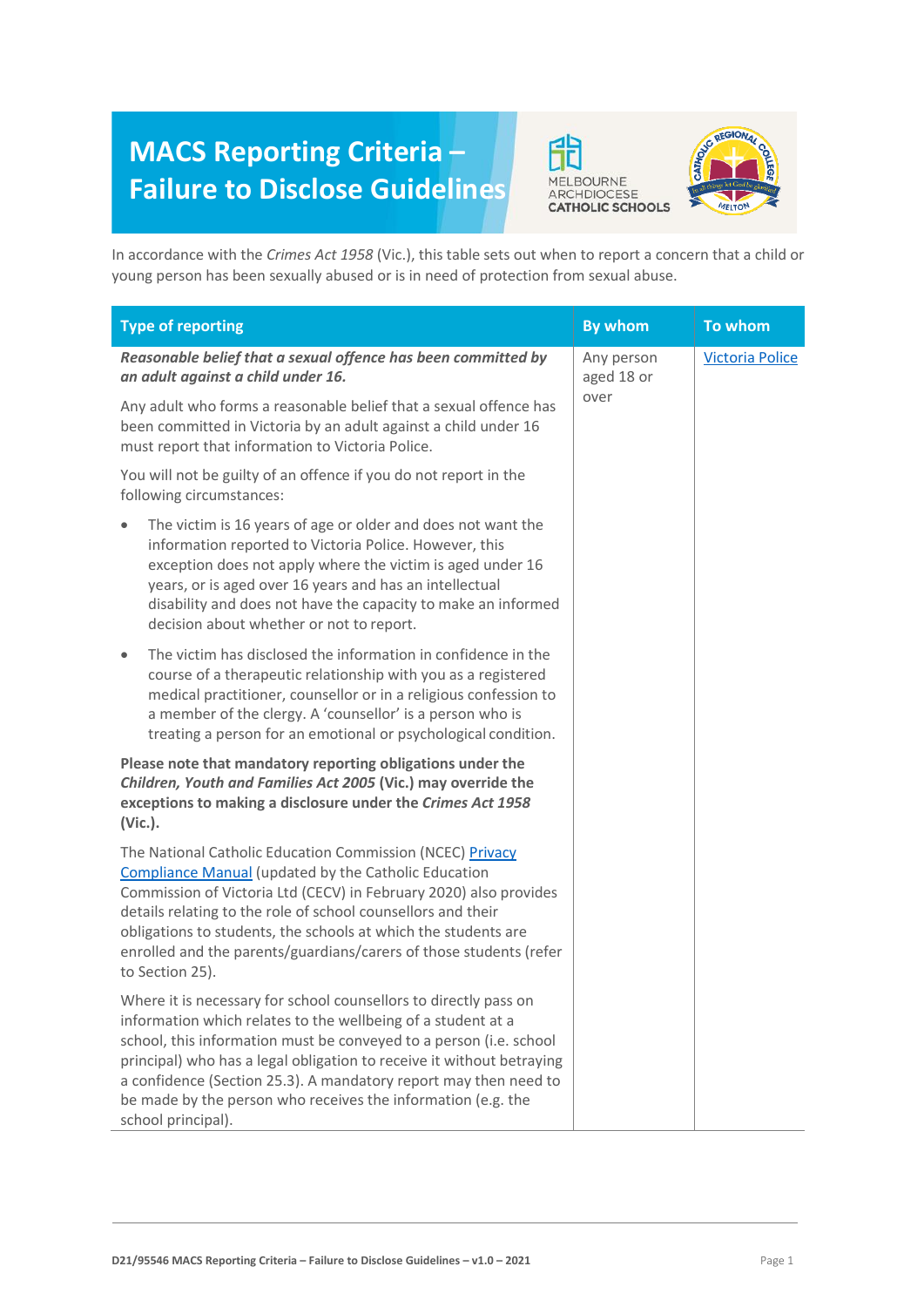# MACS Reporting Criteria – Failure to Disclose Guidelines

In accordance with the *Crimes Act 1958* (Vic.), this table sets out when to report a concern that a child or young person has been sexually abused or is in need of protection from sexual abuse.

| Type of reporting | By whom | To whom |
|---|---|---|
| ***Reasonable belief that a sexual offence has been committed by an adult against a child under 16.***<br><br>Any adult who forms a reasonable belief that a sexual offence has been committed in Victoria by an adult against a child under 16 must report that information to Victoria Police.<br><br>You will not be guilty of an offence if you do not report in the following circumstances:<br><br>• The victim is 16 years of age or older and does not want the information reported to Victoria Police. However, this exception does not apply where the victim is aged under 16 years, or is aged over 16 years and has an intellectual disability and does not have the capacity to make an informed decision about whether or not to report.<br><br>• The victim has disclosed the information in confidence in the course of a therapeutic relationship with you as a registered medical practitioner, counsellor or in a religious confession to a member of the clergy. A 'counsellor' is a person who is treating a person for an emotional or psychological condition.<br><br>**Please note that mandatory reporting obligations under the *Children, Youth and Families Act 2005* (Vic.) may override the exceptions to making a disclosure under the *Crimes Act 1958* (Vic.).**<br><br>The National Catholic Education Commission (NCEC) Privacy Compliance Manual (updated by the Catholic Education Commission of Victoria Ltd (CECV) in February 2020) also provides details relating to the role of school counsellors and their obligations to students, the schools at which the students are enrolled and the parents/guardians/carers of those students (refer to Section 25).<br><br>Where it is necessary for school counsellors to directly pass on information which relates to the wellbeing of a student at a school, this information must be conveyed to a person (i.e. school principal) who has a legal obligation to receive it without betraying a confidence (Section 25.3). A mandatory report may then need to be made by the person who receives the information (e.g. the school principal). | Any person aged 18 or over | Victoria Police |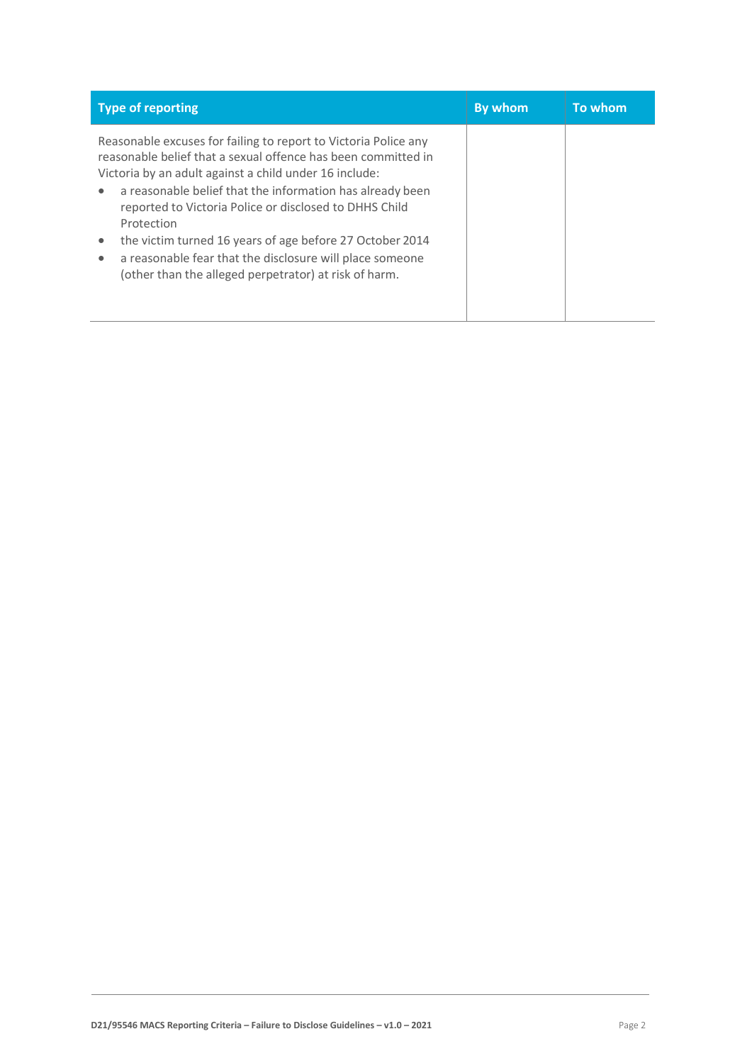| Type of reporting | By whom | To whom |
| --- | --- | --- |
| Reasonable excuses for failing to report to Victoria Police any reasonable belief that a sexual offence has been committed in Victoria by an adult against a child under 16 include:<br>• a reasonable belief that the information has already been reported to Victoria Police or disclosed to DHHS Child Protection<br>• the victim turned 16 years of age before 27 October 2014<br>• a reasonable fear that the disclosure will place someone (other than the alleged perpetrator) at risk of harm. | | |